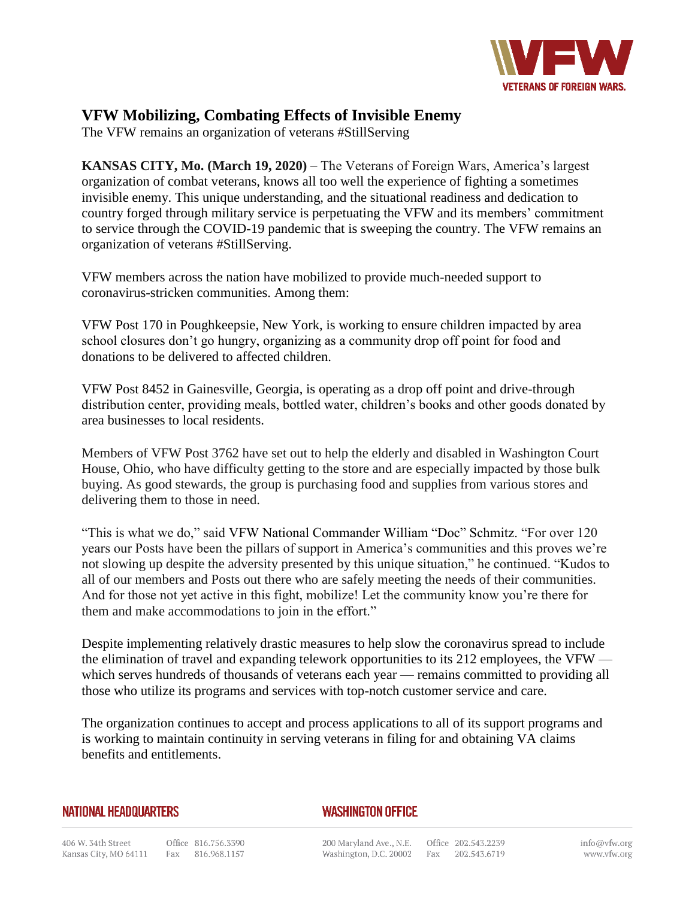VETERANS OF FOREIGN WARS.

## VFW Mobilizing, Combating Effects of Invisible Enemy

The VFW remains an organization of veterans #StillServing

**KANSAS CITY, Mo. (March 19, 2020)** – The Veterans of Foreign Wars, America's largest organization of combat veterans, knows all too well the experience of fighting a sometimes invisible enemy. This unique understanding, and the situational readiness and dedication to country forged through military service is perpetuating the VFW and its members' commitment to service through the COVID-19 pandemic that is sweeping the country. The VFW remains an organization of veterans #StillServing.

VFW members across the nation have mobilized to provide much-needed support to coronavirus-stricken communities. Among them:

VFW Post 170 in Poughkeepsie, New York, is working to ensure children impacted by area school closures don't go hungry, organizing as a community drop off point for food and donations to be delivered to affected children.

VFW Post 8452 in Gainesville, Georgia, is operating as a drop off point and drive-through distribution center, providing meals, bottled water, children's books and other goods donated by area businesses to local residents.

Members of VFW Post 3762 have set out to help the elderly and disabled in Washington Court House, Ohio, who have difficulty getting to the store and are especially impacted by those bulk buying. As good stewards, the group is purchasing food and supplies from various stores and delivering them to those in need.

"This is what we do," said VFW National Commander William "Doc" Schmitz. "For over 120 years our Posts have been the pillars of support in America's communities and this proves we're not slowing up despite the adversity presented by this unique situation," he continued. "Kudos to all of our members and Posts out there who are safely meeting the needs of their communities. And for those not yet active in this fight, mobilize! Let the community know you're there for them and make accommodations to join in the effort."

Despite implementing relatively drastic measures to help slow the coronavirus spread to include the elimination of travel and expanding telework opportunities to its 212 employees, the VFW — which serves hundreds of thousands of veterans each year — remains committed to providing all those who utilize its programs and services with top-notch customer service and care.

The organization continues to accept and process applications to all of its support programs and is working to maintain continuity in serving veterans in filing for and obtaining VA claims benefits and entitlements.

**NATIONAL HEADQUARTERS**

406 W. 34th Street
Kansas City, MO 64111
Office 816.756.3390
Fax 816.968.1157

**WASHINGTON OFFICE**

200 Maryland Ave., N.E.
Washington, D.C. 20002
Office 202.543.2239
Fax 202.543.6719

info@vfw.org
www.vfw.org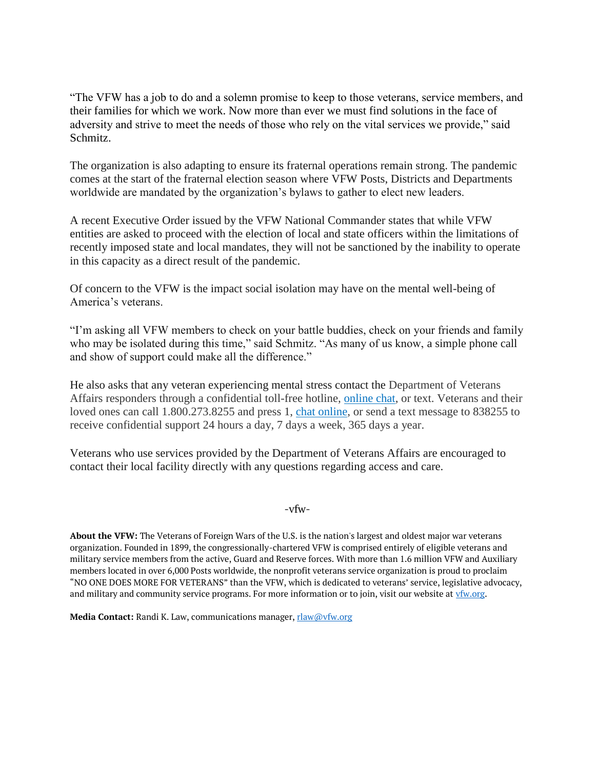"The VFW has a job to do and a solemn promise to keep to those veterans, service members, and their families for which we work. Now more than ever we must find solutions in the face of adversity and strive to meet the needs of those who rely on the vital services we provide," said Schmitz.

The organization is also adapting to ensure its fraternal operations remain strong. The pandemic comes at the start of the fraternal election season where VFW Posts, Districts and Departments worldwide are mandated by the organization's bylaws to gather to elect new leaders.

A recent Executive Order issued by the VFW National Commander states that while VFW entities are asked to proceed with the election of local and state officers within the limitations of recently imposed state and local mandates, they will not be sanctioned by the inability to operate in this capacity as a direct result of the pandemic.

Of concern to the VFW is the impact social isolation may have on the mental well-being of America's veterans.

"I'm asking all VFW members to check on your battle buddies, check on your friends and family who may be isolated during this time," said Schmitz. "As many of us know, a simple phone call and show of support could make all the difference."

He also asks that any veteran experiencing mental stress contact the Department of Veterans Affairs responders through a confidential toll-free hotline, online chat, or text. Veterans and their loved ones can call 1.800.273.8255 and press 1, chat online, or send a text message to 838255 to receive confidential support 24 hours a day, 7 days a week, 365 days a year.

Veterans who use services provided by the Department of Veterans Affairs are encouraged to contact their local facility directly with any questions regarding access and care.

-vfw-

**About the VFW:** The Veterans of Foreign Wars of the U.S. is the nation's largest and oldest major war veterans organization. Founded in 1899, the congressionally-chartered VFW is comprised entirely of eligible veterans and military service members from the active, Guard and Reserve forces. With more than 1.6 million VFW and Auxiliary members located in over 6,000 Posts worldwide, the nonprofit veterans service organization is proud to proclaim "NO ONE DOES MORE FOR VETERANS" than the VFW, which is dedicated to veterans' service, legislative advocacy, and military and community service programs. For more information or to join, visit our website at vfw.org.

**Media Contact:** Randi K. Law, communications manager, rlaw@vfw.org